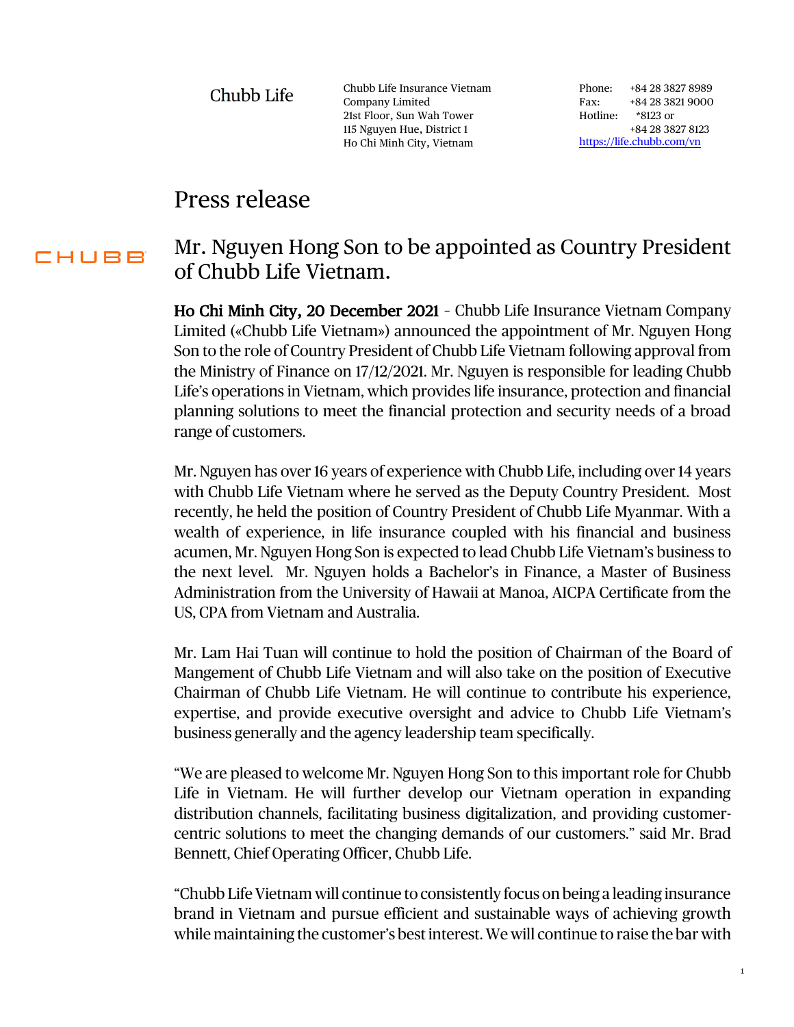Chubb Life

Chubb Life Insurance Vietnam Company Limited
21st Floor, Sun Wah Tower
115 Nguyen Hue, District 1
Ho Chi Minh City, Vietnam

Phone: +84 28 3827 8989
Fax: +84 28 3821 9000
Hotline: *8123 or +84 28 3827 8123
https://life.chubb.com/vn

# Press release

CHUBB

## Mr. Nguyen Hong Son to be appointed as Country President of Chubb Life Vietnam.

**Ho Chi Minh City, 20 December 2021** – Chubb Life Insurance Vietnam Company Limited («Chubb Life Vietnam») announced the appointment of Mr. Nguyen Hong Son to the role of Country President of Chubb Life Vietnam following approval from the Ministry of Finance on 17/12/2021. Mr. Nguyen is responsible for leading Chubb Life's operations in Vietnam, which provides life insurance, protection and financial planning solutions to meet the financial protection and security needs of a broad range of customers.

Mr. Nguyen has over 16 years of experience with Chubb Life, including over 14 years with Chubb Life Vietnam where he served as the Deputy Country President. Most recently, he held the position of Country President of Chubb Life Myanmar. With a wealth of experience, in life insurance coupled with his financial and business acumen, Mr. Nguyen Hong Son is expected to lead Chubb Life Vietnam's business to the next level. Mr. Nguyen holds a Bachelor's in Finance, a Master of Business Administration from the University of Hawaii at Manoa, AICPA Certificate from the US, CPA from Vietnam and Australia.

Mr. Lam Hai Tuan will continue to hold the position of Chairman of the Board of Mangement of Chubb Life Vietnam and will also take on the position of Executive Chairman of Chubb Life Vietnam. He will continue to contribute his experience, expertise, and provide executive oversight and advice to Chubb Life Vietnam's business generally and the agency leadership team specifically.

"We are pleased to welcome Mr. Nguyen Hong Son to this important role for Chubb Life in Vietnam. He will further develop our Vietnam operation in expanding distribution channels, facilitating business digitalization, and providing customer-centric solutions to meet the changing demands of our customers." said Mr. Brad Bennett, Chief Operating Officer, Chubb Life.

"Chubb Life Vietnam will continue to consistently focus on being a leading insurance brand in Vietnam and pursue efficient and sustainable ways of achieving growth while maintaining the customer's best interest. We will continue to raise the bar with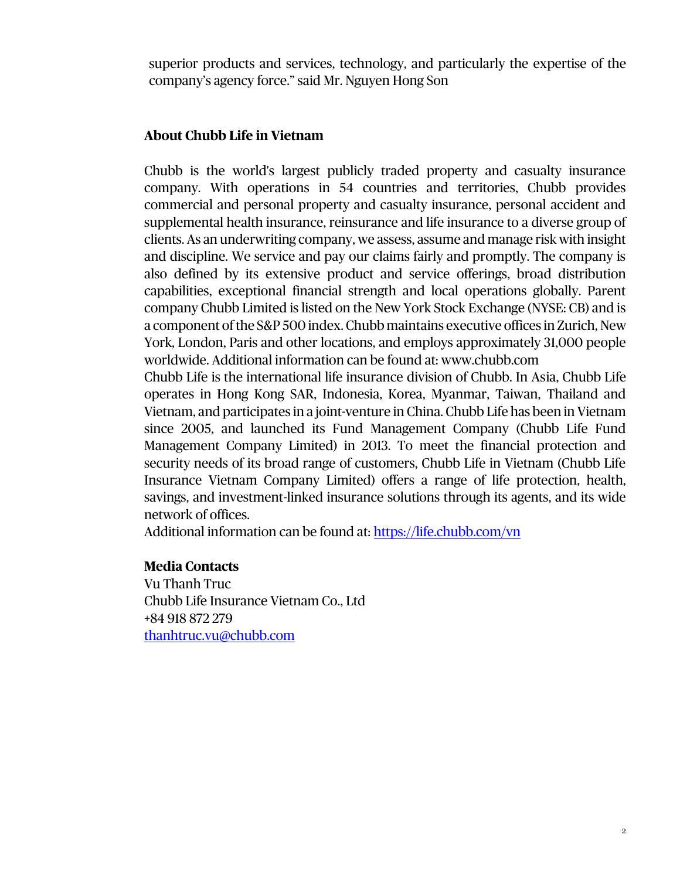superior products and services, technology, and particularly the expertise of the company's agency force." said Mr. Nguyen Hong Son

## About Chubb Life in Vietnam

Chubb is the world's largest publicly traded property and casualty insurance company. With operations in 54 countries and territories, Chubb provides commercial and personal property and casualty insurance, personal accident and supplemental health insurance, reinsurance and life insurance to a diverse group of clients. As an underwriting company, we assess, assume and manage risk with insight and discipline. We service and pay our claims fairly and promptly. The company is also defined by its extensive product and service offerings, broad distribution capabilities, exceptional financial strength and local operations globally. Parent company Chubb Limited is listed on the New York Stock Exchange (NYSE: CB) and is a component of the S&P 500 index. Chubb maintains executive offices in Zurich, New York, London, Paris and other locations, and employs approximately 31,000 people worldwide. Additional information can be found at: www.chubb.com

Chubb Life is the international life insurance division of Chubb. In Asia, Chubb Life operates in Hong Kong SAR, Indonesia, Korea, Myanmar, Taiwan, Thailand and Vietnam, and participates in a joint-venture in China. Chubb Life has been in Vietnam since 2005, and launched its Fund Management Company (Chubb Life Fund Management Company Limited) in 2013. To meet the financial protection and security needs of its broad range of customers, Chubb Life in Vietnam (Chubb Life Insurance Vietnam Company Limited) offers a range of life protection, health, savings, and investment-linked insurance solutions through its agents, and its wide network of offices.

Additional information can be found at: [https://life.chubb.com/vn](https://life.chubb.com/vn)

**Media Contacts**

Vu Thanh Truc
Chubb Life Insurance Vietnam Co., Ltd
+84 918 872 279
[thanhtruc.vu@chubb.com](mailto:thanhtruc.vu@chubb.com)